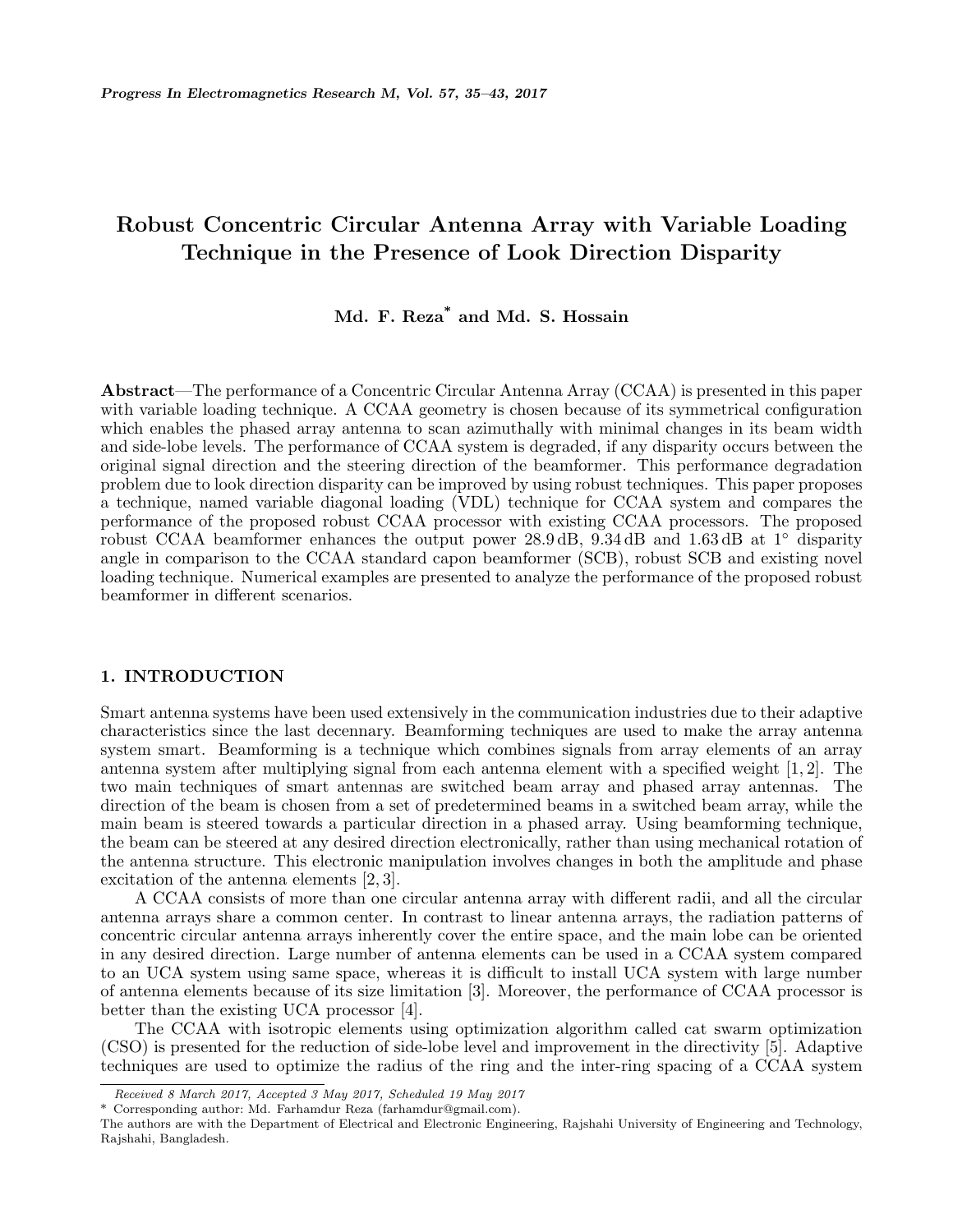# Robust Concentric Circular Antenna Array with Variable Loading Technique in the Presence of Look Direction Disparity

**Md. F. Reza\* and Md. S. Hossain**

**Abstract**—The performance of a Concentric Circular Antenna Array (CCAA) is presented in this paper with variable loading technique. A CCAA geometry is chosen because of its symmetrical configuration which enables the phased array antenna to scan azimuthally with minimal changes in its beam width and side-lobe levels. The performance of CCAA system is degraded, if any disparity occurs between the original signal direction and the steering direction of the beamformer. This performance degradation problem due to look direction disparity can be improved by using robust techniques. This paper proposes a technique, named variable diagonal loading (VDL) technique for CCAA system and compares the performance of the proposed robust CCAA processor with existing CCAA processors. The proposed robust CCAA beamformer enhances the output power 28.9 dB, 9.34 dB and 1.63 dB at 1° disparity angle in comparison to the CCAA standard capon beamformer (SCB), robust SCB and existing novel loading technique. Numerical examples are presented to analyze the performance of the proposed robust beamformer in different scenarios.

## 1. INTRODUCTION

Smart antenna systems have been used extensively in the communication industries due to their adaptive characteristics since the last decennary. Beamforming techniques are used to make the array antenna system smart. Beamforming is a technique which combines signals from array elements of an array antenna system after multiplying signal from each antenna element with a specified weight [1, 2]. The two main techniques of smart antennas are switched beam array and phased array antennas. The direction of the beam is chosen from a set of predetermined beams in a switched beam array, while the main beam is steered towards a particular direction in a phased array. Using beamforming technique, the beam can be steered at any desired direction electronically, rather than using mechanical rotation of the antenna structure. This electronic manipulation involves changes in both the amplitude and phase excitation of the antenna elements [2, 3].

A CCAA consists of more than one circular antenna array with different radii, and all the circular antenna arrays share a common center. In contrast to linear antenna arrays, the radiation patterns of concentric circular antenna arrays inherently cover the entire space, and the main lobe can be oriented in any desired direction. Large number of antenna elements can be used in a CCAA system compared to an UCA system using same space, whereas it is difficult to install UCA system with large number of antenna elements because of its size limitation [3]. Moreover, the performance of CCAA processor is better than the existing UCA processor [4].

The CCAA with isotropic elements using optimization algorithm called cat swarm optimization (CSO) is presented for the reduction of side-lobe level and improvement in the directivity [5]. Adaptive techniques are used to optimize the radius of the ring and the inter-ring spacing of a CCAA system

---

*Received 8 March 2017, Accepted 3 May 2017, Scheduled 19 May 2017*

\* Corresponding author: Md. Farhamdur Reza (farhamdur@gmail.com).

The authors are with the Department of Electrical and Electronic Engineering, Rajshahi University of Engineering and Technology, Rajshahi, Bangladesh.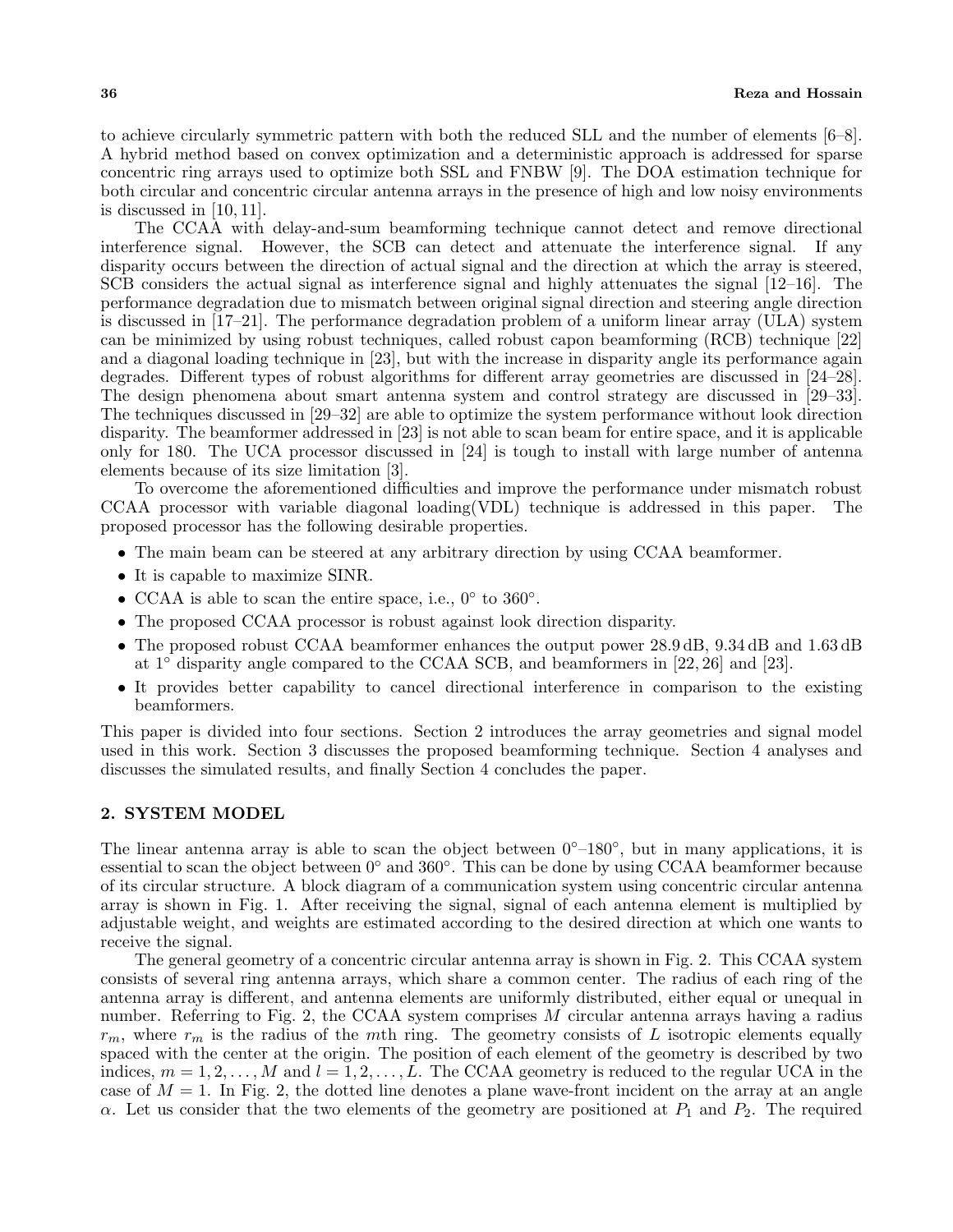to achieve circularly symmetric pattern with both the reduced SLL and the number of elements [6–8]. A hybrid method based on convex optimization and a deterministic approach is addressed for sparse concentric ring arrays used to optimize both SSL and FNBW [9]. The DOA estimation technique for both circular and concentric circular antenna arrays in the presence of high and low noisy environments is discussed in [10, 11].

The CCAA with delay-and-sum beamforming technique cannot detect and remove directional interference signal. However, the SCB can detect and attenuate the interference signal. If any disparity occurs between the direction of actual signal and the direction at which the array is steered, SCB considers the actual signal as interference signal and highly attenuates the signal [12–16]. The performance degradation due to mismatch between original signal direction and steering angle direction is discussed in [17–21]. The performance degradation problem of a uniform linear array (ULA) system can be minimized by using robust techniques, called robust capon beamforming (RCB) technique [22] and a diagonal loading technique in [23], but with the increase in disparity angle its performance again degrades. Different types of robust algorithms for different array geometries are discussed in [24–28]. The design phenomena about smart antenna system and control strategy are discussed in [29–33]. The techniques discussed in [29–32] are able to optimize the system performance without look direction disparity. The beamformer addressed in [23] is not able to scan beam for entire space, and it is applicable only for 180. The UCA processor discussed in [24] is tough to install with large number of antenna elements because of its size limitation [3].

To overcome the aforementioned difficulties and improve the performance under mismatch robust CCAA processor with variable diagonal loading(VDL) technique is addressed in this paper. The proposed processor has the following desirable properties.

- The main beam can be steered at any arbitrary direction by using CCAA beamformer.
- It is capable to maximize SINR.
- CCAA is able to scan the entire space, i.e., $0°$ to $360°$.
- The proposed CCAA processor is robust against look direction disparity.
- The proposed robust CCAA beamformer enhances the output power 28.9 dB, 9.34 dB and 1.63 dB at $1°$ disparity angle compared to the CCAA SCB, and beamformers in [22, 26] and [23].
- It provides better capability to cancel directional interference in comparison to the existing beamformers.

This paper is divided into four sections. Section 2 introduces the array geometries and signal model used in this work. Section 3 discusses the proposed beamforming technique. Section 4 analyses and discusses the simulated results, and finally Section 4 concludes the paper.

## 2. SYSTEM MODEL

The linear antenna array is able to scan the object between $0°$–$180°$, but in many applications, it is essential to scan the object between $0°$ and $360°$. This can be done by using CCAA beamformer because of its circular structure. A block diagram of a communication system using concentric circular antenna array is shown in Fig. 1. After receiving the signal, signal of each antenna element is multiplied by adjustable weight, and weights are estimated according to the desired direction at which one wants to receive the signal.

The general geometry of a concentric circular antenna array is shown in Fig. 2. This CCAA system consists of several ring antenna arrays, which share a common center. The radius of each ring of the antenna array is different, and antenna elements are uniformly distributed, either equal or unequal in number. Referring to Fig. 2, the CCAA system comprises $M$ circular antenna arrays having a radius $r_m$, where $r_m$ is the radius of the $m$th ring. The geometry consists of $L$ isotropic elements equally spaced with the center at the origin. The position of each element of the geometry is described by two indices, $m = 1, 2, \ldots, M$ and $l = 1, 2, \ldots, L$. The CCAA geometry is reduced to the regular UCA in the case of $M = 1$. In Fig. 2, the dotted line denotes a plane wave-front incident on the array at an angle $\alpha$. Let us consider that the two elements of the geometry are positioned at $P_1$ and $P_2$. The required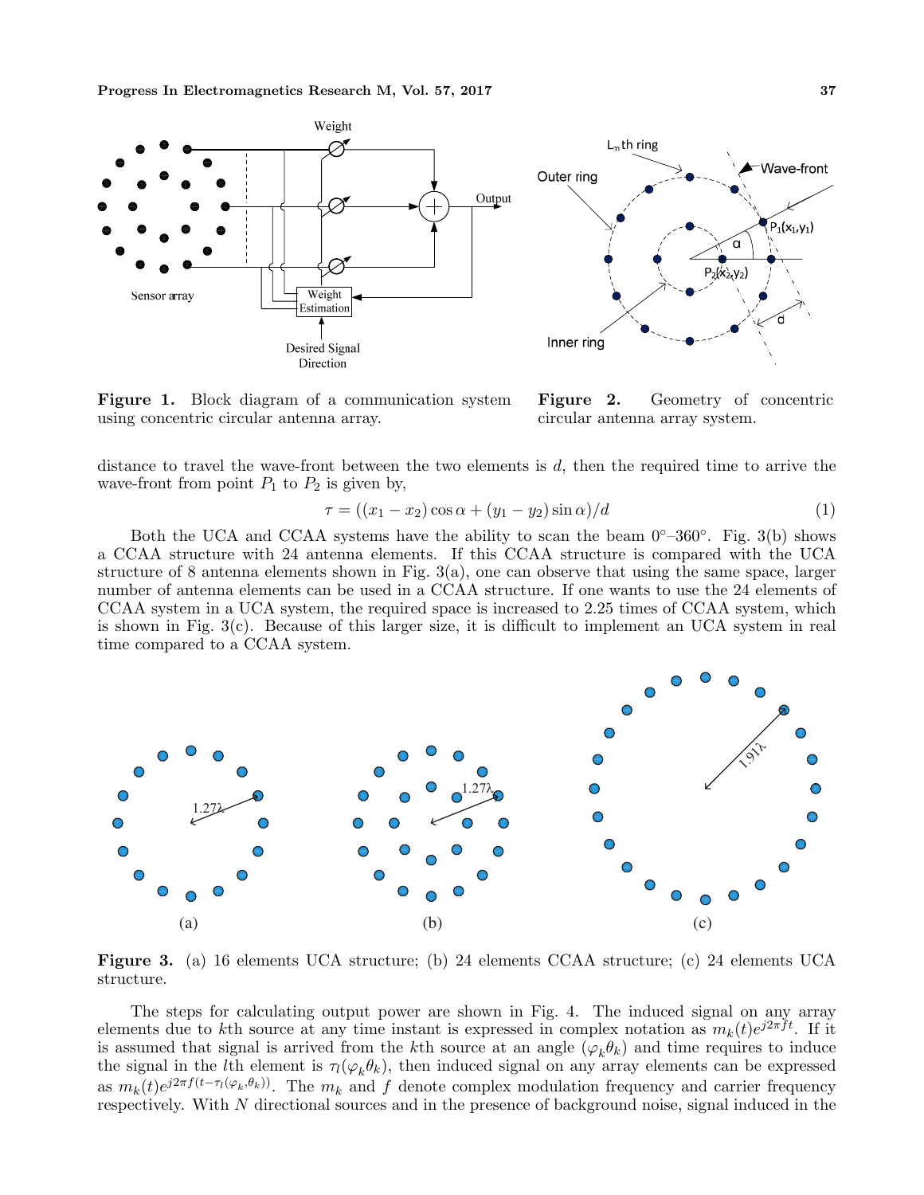**Figure 1.** Block diagram of a communication system using concentric circular antenna array.

**Figure 2.** Geometry of concentric circular antenna array system.

distance to travel the wave-front between the two elements is $d$, then the required time to arrive the wave-front from point $P_1$ to $P_2$ is given by,

$$\tau = ((x_1 - x_2)\cos\alpha + (y_1 - y_2)\sin\alpha)/d \tag{1}$$

Both the UCA and CCAA systems have the ability to scan the beam 0°–360°. Fig. 3(b) shows a CCAA structure with 24 antenna elements. If this CCAA structure is compared with the UCA structure of 8 antenna elements shown in Fig. 3(a), one can observe that using the same space, larger number of antenna elements can be used in a CCAA structure. If one wants to use the 24 elements of CCAA system in a UCA system, the required space is increased to 2.25 times of CCAA system, which is shown in Fig. 3(c). Because of this larger size, it is difficult to implement an UCA system in real time compared to a CCAA system.

**Figure 3.** (a) 16 elements UCA structure; (b) 24 elements CCAA structure; (c) 24 elements UCA structure.

The steps for calculating output power are shown in Fig. 4. The induced signal on any array elements due to $k$th source at any time instant is expressed in complex notation as $m_k(t)e^{j2\pi ft}$. If it is assumed that signal is arrived from the $k$th source at an angle $(\varphi_k\theta_k)$ and time requires to induce the signal in the $l$th element is $\tau_l(\varphi_k\theta_k)$, then induced signal on any array elements can be expressed as $m_k(t)e^{j2\pi f(t-\tau_l(\varphi_k,\theta_k))}$. The $m_k$ and $f$ denote complex modulation frequency and carrier frequency respectively. With $N$ directional sources and in the presence of background noise, signal induced in the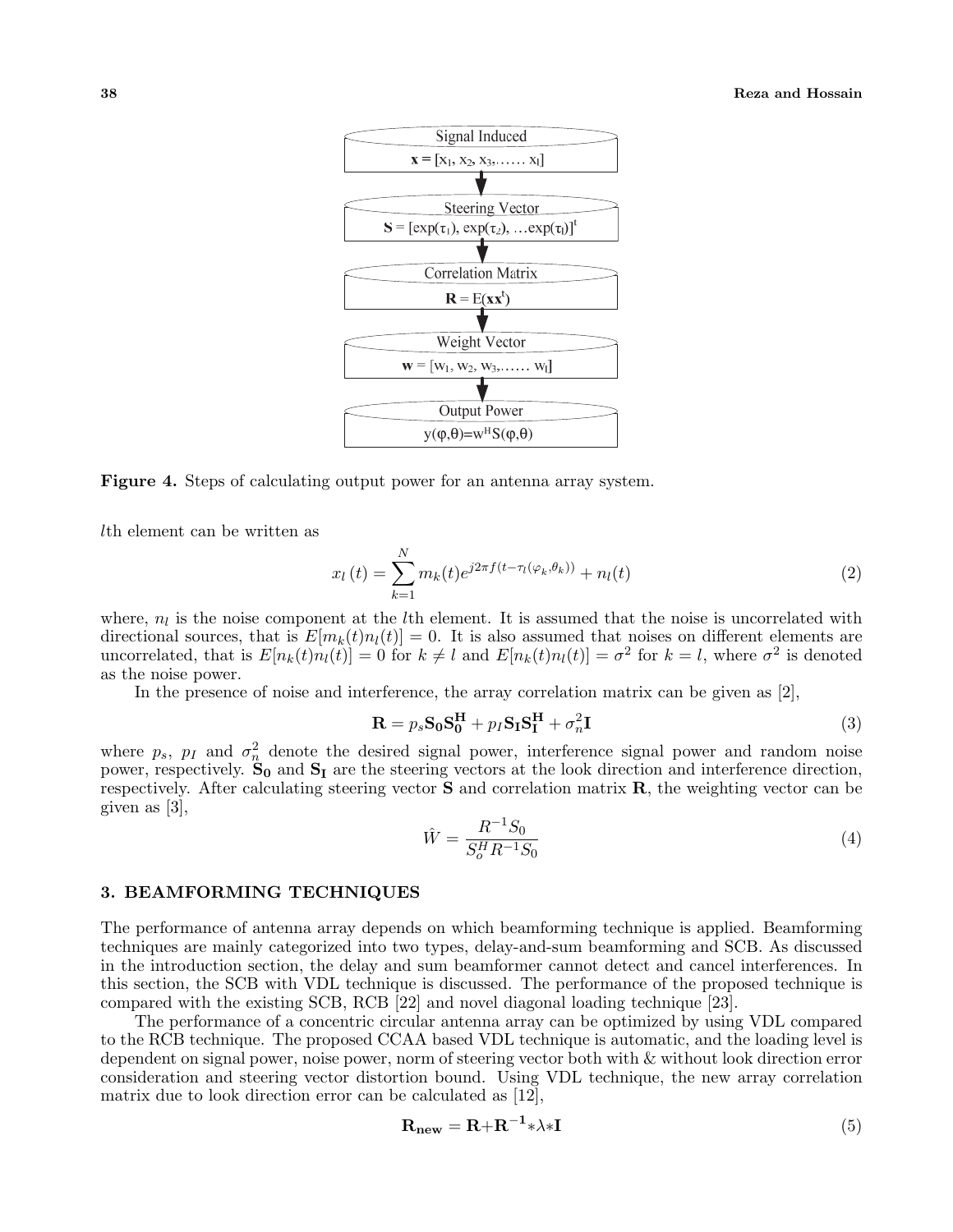Signal Induced

$\mathbf{x} = [x_1, x_2, x_3, \ldots\ldots x_l]$

Steering Vector

$\mathbf{S} = [\exp(\tau_1), \exp(\tau_2), \ldots \exp(\tau_l)]^t$

Correlation Matrix

$\mathbf{R} = E(\mathbf{x}\mathbf{x}^t)$

Weight Vector

$\mathbf{w} = [w_1, w_2, w_3, \ldots\ldots w_l]$

Output Power

$y(\varphi,\theta) = w^H S(\varphi,\theta)$

**Figure 4.** Steps of calculating output power for an antenna array system.

$l$th element can be written as

$$x_l\left(t\right) = \sum_{k=1}^{N} m_k(t) e^{j2\pi f(t - \tau_l(\varphi_k, \theta_k))} + n_l(t) \tag{2}$$

where, $n_l$ is the noise component at the $l$th element. It is assumed that the noise is uncorrelated with directional sources, that is $E[m_k(t)n_l(t)] = 0$. It is also assumed that noises on different elements are uncorrelated, that is $E[n_k(t)n_l(t)] = 0$ for $k \neq l$ and $E[n_k(t)n_l(t)] = \sigma^2$ for $k = l$, where $\sigma^2$ is denoted as the noise power.

In the presence of noise and interference, the array correlation matrix can be given as [2],

$$\mathbf{R} = p_s \mathbf{S_0} \mathbf{S_0^H} + p_I \mathbf{S_I} \mathbf{S_I^H} + \sigma_n^2 \mathbf{I} \tag{3}$$

where $p_s$, $p_I$ and $\sigma_n^2$ denote the desired signal power, interference signal power and random noise power, respectively. $\mathbf{S_0}$ and $\mathbf{S_I}$ are the steering vectors at the look direction and interference direction, respectively. After calculating steering vector $\mathbf{S}$ and correlation matrix $\mathbf{R}$, the weighting vector can be given as [3],

$$\hat{W} = \frac{R^{-1} S_0}{S_o^H R^{-1} S_0} \tag{4}$$

## 3. BEAMFORMING TECHNIQUES

The performance of antenna array depends on which beamforming technique is applied. Beamforming techniques are mainly categorized into two types, delay-and-sum beamforming and SCB. As discussed in the introduction section, the delay and sum beamformer cannot detect and cancel interferences. In this section, the SCB with VDL technique is discussed. The performance of the proposed technique is compared with the existing SCB, RCB [22] and novel diagonal loading technique [23].

The performance of a concentric circular antenna array can be optimized by using VDL compared to the RCB technique. The proposed CCAA based VDL technique is automatic, and the loading level is dependent on signal power, noise power, norm of steering vector both with & without look direction error consideration and steering vector distortion bound. Using VDL technique, the new array correlation matrix due to look direction error can be calculated as [12],

$$\mathbf{R_{new}} = \mathbf{R} + \mathbf{R^{-1}} * \lambda * \mathbf{I} \tag{5}$$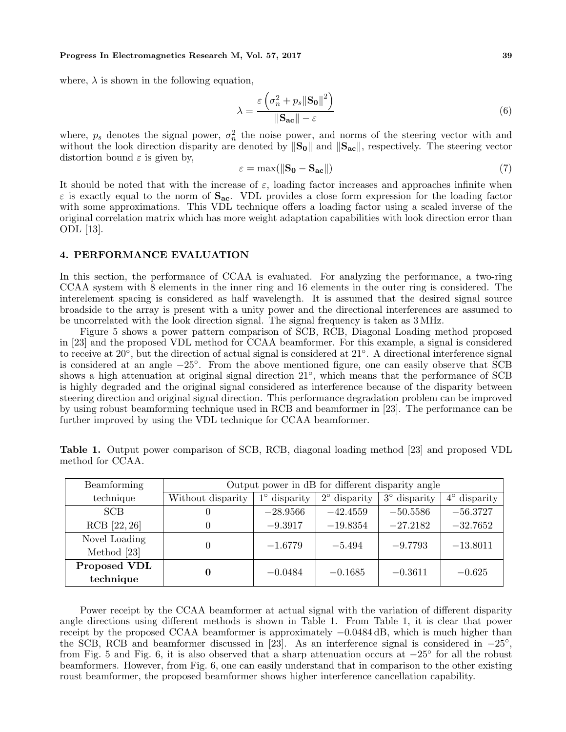where, $\lambda$ is shown in the following equation,

$$\lambda = \frac{\varepsilon \left( \sigma_n^2 + p_s \|\mathbf{S_0}\|^2 \right)}{\|\mathbf{S_{ac}}\| - \varepsilon} \tag{6}$$

where, $p_s$ denotes the signal power, $\sigma_n^2$ the noise power, and norms of the steering vector with and without the look direction disparity are denoted by $\|\mathbf{S_0}\|$ and $\|\mathbf{S_{ac}}\|$, respectively. The steering vector distortion bound $\varepsilon$ is given by,

$$\varepsilon = \max(\|\mathbf{S_0} - \mathbf{S_{ac}}\|) \tag{7}$$

It should be noted that with the increase of $\varepsilon$, loading factor increases and approaches infinite when $\varepsilon$ is exactly equal to the norm of $\mathbf{S_{ac}}$. VDL provides a close form expression for the loading factor with some approximations. This VDL technique offers a loading factor using a scaled inverse of the original correlation matrix which has more weight adaptation capabilities with look direction error than ODL [13].

## 4. PERFORMANCE EVALUATION

In this section, the performance of CCAA is evaluated. For analyzing the performance, a two-ring CCAA system with 8 elements in the inner ring and 16 elements in the outer ring is considered. The interelement spacing is considered as half wavelength. It is assumed that the desired signal source broadside to the array is present with a unity power and the directional interferences are assumed to be uncorrelated with the look direction signal. The signal frequency is taken as 3 MHz.

Figure 5 shows a power pattern comparison of SCB, RCB, Diagonal Loading method proposed in [23] and the proposed VDL method for CCAA beamformer. For this example, a signal is considered to receive at 20°, but the direction of actual signal is considered at 21°. A directional interference signal is considered at an angle −25°. From the above mentioned figure, one can easily observe that SCB shows a high attenuation at original signal direction 21°, which means that the performance of SCB is highly degraded and the original signal considered as interference because of the disparity between steering direction and original signal direction. This performance degradation problem can be improved by using robust beamforming technique used in RCB and beamformer in [23]. The performance can be further improved by using the VDL technique for CCAA beamformer.

**Table 1.** Output power comparison of SCB, RCB, diagonal loading method [23] and proposed VDL method for CCAA.

| Beamforming technique | Output power in dB for different disparity angle | | | | |
|---|---|---|---|---|---|
| | Without disparity | 1° disparity | 2° disparity | 3° disparity | 4° disparity |
| SCB | 0 | −28.9566 | −42.4559 | −50.5586 | −56.3727 |
| RCB [22, 26] | 0 | −9.3917 | −19.8354 | −27.2182 | −32.7652 |
| Novel Loading Method [23] | 0 | −1.6779 | −5.494 | −9.7793 | −13.8011 |
| **Proposed VDL technique** | **0** | −0.0484 | −0.1685 | −0.3611 | −0.625 |

Power receipt by the CCAA beamformer at actual signal with the variation of different disparity angle directions using different methods is shown in Table 1. From Table 1, it is clear that power receipt by the proposed CCAA beamformer is approximately −0.0484 dB, which is much higher than the SCB, RCB and beamformer discussed in [23]. As an interference signal is considered in −25°, from Fig. 5 and Fig. 6, it is also observed that a sharp attenuation occurs at −25° for all the robust beamformers. However, from Fig. 6, one can easily understand that in comparison to the other existing roust beamformer, the proposed beamformer shows higher interference cancellation capability.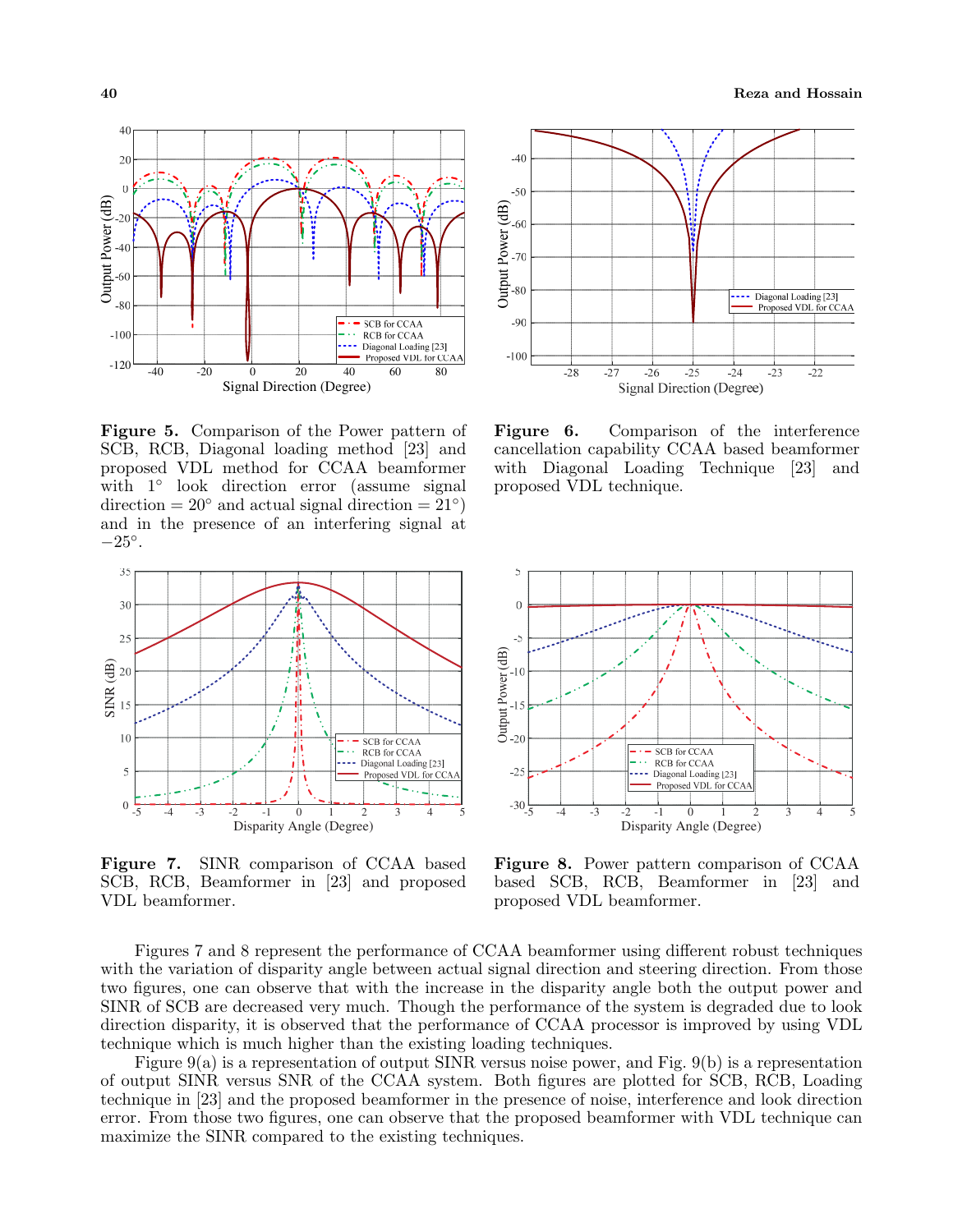**Figure 5.** Comparison of the Power pattern of SCB, RCB, Diagonal loading method [23] and proposed VDL method for CCAA beamformer with 1° look direction error (assume signal direction = 20° and actual signal direction = 21°) and in the presence of an interfering signal at −25°.

**Figure 6.** Comparison of the interference cancellation capability CCAA based beamformer with Diagonal Loading Technique [23] and proposed VDL technique.

**Figure 7.** SINR comparison of CCAA based SCB, RCB, Beamformer in [23] and proposed VDL beamformer.

**Figure 8.** Power pattern comparison of CCAA based SCB, RCB, Beamformer in [23] and proposed VDL beamformer.

Figures 7 and 8 represent the performance of CCAA beamformer using different robust techniques with the variation of disparity angle between actual signal direction and steering direction. From those two figures, one can observe that with the increase in the disparity angle both the output power and SINR of SCB are decreased very much. Though the performance of the system is degraded due to look direction disparity, it is observed that the performance of CCAA processor is improved by using VDL technique which is much higher than the existing loading techniques.

Figure 9(a) is a representation of output SINR versus noise power, and Fig. 9(b) is a representation of output SINR versus SNR of the CCAA system. Both figures are plotted for SCB, RCB, Loading technique in [23] and the proposed beamformer in the presence of noise, interference and look direction error. From those two figures, one can observe that the proposed beamformer with VDL technique can maximize the SINR compared to the existing techniques.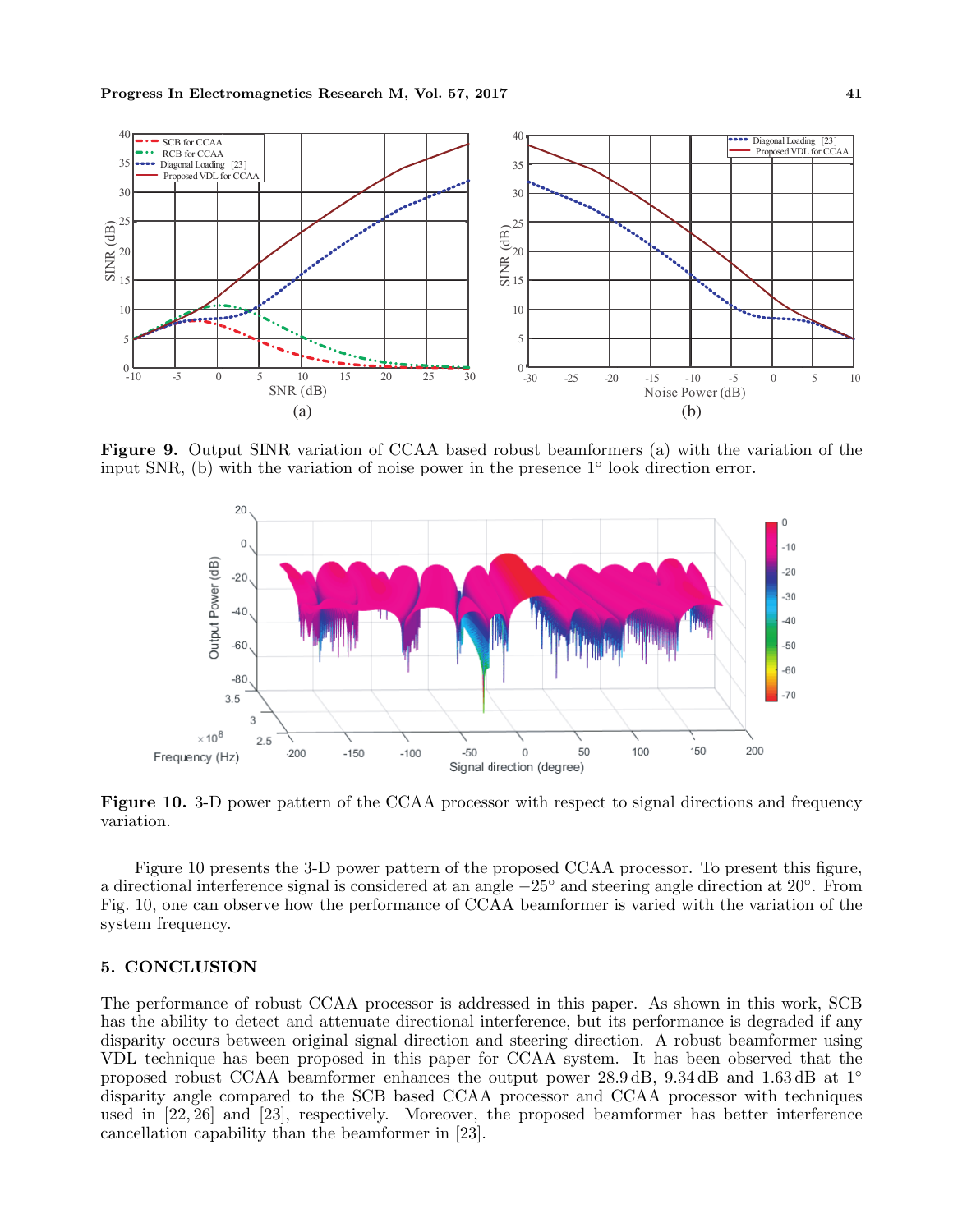**Figure 9.** Output SINR variation of CCAA based robust beamformers (a) with the variation of the input SNR, (b) with the variation of noise power in the presence 1° look direction error.

**Figure 10.** 3-D power pattern of the CCAA processor with respect to signal directions and frequency variation.

Figure 10 presents the 3-D power pattern of the proposed CCAA processor. To present this figure, a directional interference signal is considered at an angle $-25^\circ$ and steering angle direction at $20^\circ$. From Fig. 10, one can observe how the performance of CCAA beamformer is varied with the variation of the system frequency.

## 5. CONCLUSION

The performance of robust CCAA processor is addressed in this paper. As shown in this work, SCB has the ability to detect and attenuate directional interference, but its performance is degraded if any disparity occurs between original signal direction and steering direction. A robust beamformer using VDL technique has been proposed in this paper for CCAA system. It has been observed that the proposed robust CCAA beamformer enhances the output power 28.9 dB, 9.34 dB and 1.63 dB at $1^\circ$ disparity angle compared to the SCB based CCAA processor and CCAA processor with techniques used in [22, 26] and [23], respectively. Moreover, the proposed beamformer has better interference cancellation capability than the beamformer in [23].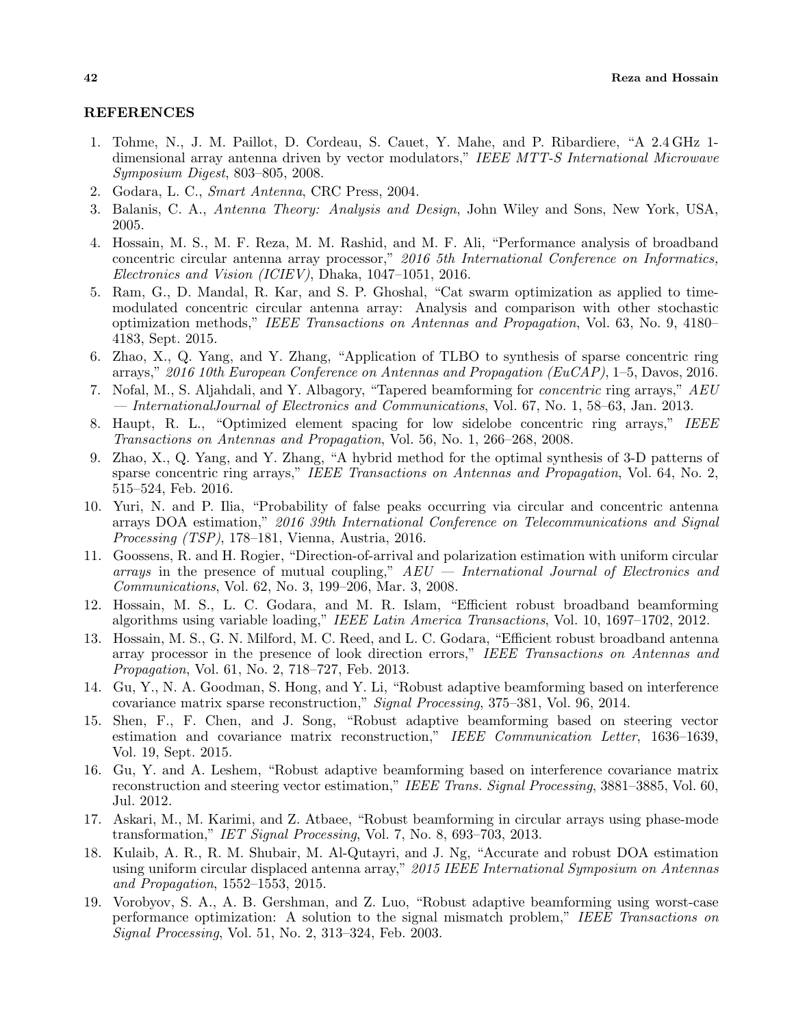## REFERENCES

1. Tohme, N., J. M. Paillot, D. Cordeau, S. Cauet, Y. Mahe, and P. Ribardiere, "A 2.4 GHz 1-dimensional array antenna driven by vector modulators," *IEEE MTT-S International Microwave Symposium Digest*, 803–805, 2008.
2. Godara, L. C., *Smart Antenna*, CRC Press, 2004.
3. Balanis, C. A., *Antenna Theory: Analysis and Design*, John Wiley and Sons, New York, USA, 2005.
4. Hossain, M. S., M. F. Reza, M. M. Rashid, and M. F. Ali, "Performance analysis of broadband concentric circular antenna array processor," *2016 5th International Conference on Informatics, Electronics and Vision (ICIEV)*, Dhaka, 1047–1051, 2016.
5. Ram, G., D. Mandal, R. Kar, and S. P. Ghoshal, "Cat swarm optimization as applied to time-modulated concentric circular antenna array: Analysis and comparison with other stochastic optimization methods," *IEEE Transactions on Antennas and Propagation*, Vol. 63, No. 9, 4180–4183, Sept. 2015.
6. Zhao, X., Q. Yang, and Y. Zhang, "Application of TLBO to synthesis of sparse concentric ring arrays," *2016 10th European Conference on Antennas and Propagation (EuCAP)*, 1–5, Davos, 2016.
7. Nofal, M., S. Aljahdali, and Y. Albagory, "Tapered beamforming for *concentric* ring arrays," *AEU — InternationalJournal of Electronics and Communications*, Vol. 67, No. 1, 58–63, Jan. 2013.
8. Haupt, R. L., "Optimized element spacing for low sidelobe concentric ring arrays," *IEEE Transactions on Antennas and Propagation*, Vol. 56, No. 1, 266–268, 2008.
9. Zhao, X., Q. Yang, and Y. Zhang, "A hybrid method for the optimal synthesis of 3-D patterns of sparse concentric ring arrays," *IEEE Transactions on Antennas and Propagation*, Vol. 64, No. 2, 515–524, Feb. 2016.
10. Yuri, N. and P. Ilia, "Probability of false peaks occurring via circular and concentric antenna arrays DOA estimation," *2016 39th International Conference on Telecommunications and Signal Processing (TSP)*, 178–181, Vienna, Austria, 2016.
11. Goossens, R. and H. Rogier, "Direction-of-arrival and polarization estimation with uniform circular *arrays* in the presence of mutual coupling," *AEU — International Journal of Electronics and Communications*, Vol. 62, No. 3, 199–206, Mar. 3, 2008.
12. Hossain, M. S., L. C. Godara, and M. R. Islam, "Efficient robust broadband beamforming algorithms using variable loading," *IEEE Latin America Transactions*, Vol. 10, 1697–1702, 2012.
13. Hossain, M. S., G. N. Milford, M. C. Reed, and L. C. Godara, "Efficient robust broadband antenna array processor in the presence of look direction errors," *IEEE Transactions on Antennas and Propagation*, Vol. 61, No. 2, 718–727, Feb. 2013.
14. Gu, Y., N. A. Goodman, S. Hong, and Y. Li, "Robust adaptive beamforming based on interference covariance matrix sparse reconstruction," *Signal Processing*, 375–381, Vol. 96, 2014.
15. Shen, F., F. Chen, and J. Song, "Robust adaptive beamforming based on steering vector estimation and covariance matrix reconstruction," *IEEE Communication Letter*, 1636–1639, Vol. 19, Sept. 2015.
16. Gu, Y. and A. Leshem, "Robust adaptive beamforming based on interference covariance matrix reconstruction and steering vector estimation," *IEEE Trans. Signal Processing*, 3881–3885, Vol. 60, Jul. 2012.
17. Askari, M., M. Karimi, and Z. Atbaee, "Robust beamforming in circular arrays using phase-mode transformation," *IET Signal Processing*, Vol. 7, No. 8, 693–703, 2013.
18. Kulaib, A. R., R. M. Shubair, M. Al-Qutayri, and J. Ng, "Accurate and robust DOA estimation using uniform circular displaced antenna array," *2015 IEEE International Symposium on Antennas and Propagation*, 1552–1553, 2015.
19. Vorobyov, S. A., A. B. Gershman, and Z. Luo, "Robust adaptive beamforming using worst-case performance optimization: A solution to the signal mismatch problem," *IEEE Transactions on Signal Processing*, Vol. 51, No. 2, 313–324, Feb. 2003.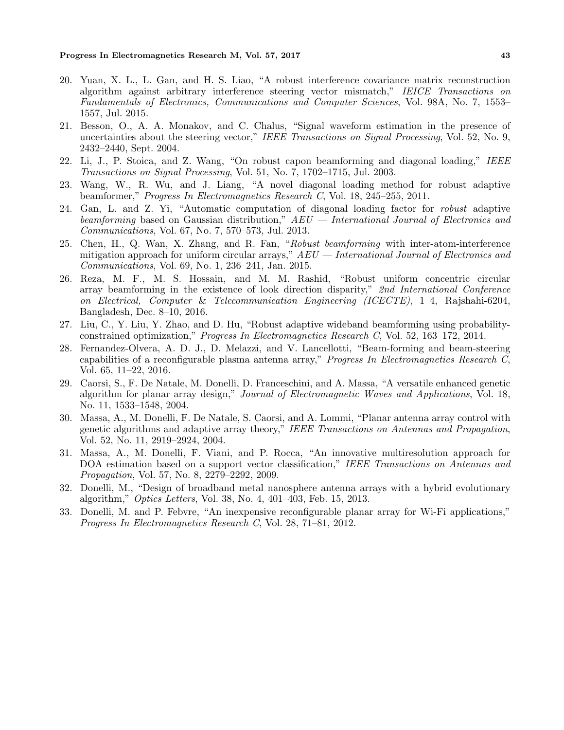20. Yuan, X. L., L. Gan, and H. S. Liao, "A robust interference covariance matrix reconstruction algorithm against arbitrary interference steering vector mismatch," *IEICE Transactions on Fundamentals of Electronics, Communications and Computer Sciences*, Vol. 98A, No. 7, 1553–1557, Jul. 2015.
21. Besson, O., A. A. Monakov, and C. Chalus, "Signal waveform estimation in the presence of uncertainties about the steering vector," *IEEE Transactions on Signal Processing*, Vol. 52, No. 9, 2432–2440, Sept. 2004.
22. Li, J., P. Stoica, and Z. Wang, "On robust capon beamforming and diagonal loading," *IEEE Transactions on Signal Processing*, Vol. 51, No. 7, 1702–1715, Jul. 2003.
23. Wang, W., R. Wu, and J. Liang, "A novel diagonal loading method for robust adaptive beamformer," *Progress In Electromagnetics Research C*, Vol. 18, 245–255, 2011.
24. Gan, L. and Z. Yi, "Automatic computation of diagonal loading factor for *robust* adaptive *beamforming* based on Gaussian distribution," *AEU — International Journal of Electronics and Communications*, Vol. 67, No. 7, 570–573, Jul. 2013.
25. Chen, H., Q. Wan, X. Zhang, and R. Fan, "*Robust beamforming* with inter-atom-interference mitigation approach for uniform circular arrays," *AEU — International Journal of Electronics and Communications*, Vol. 69, No. 1, 236–241, Jan. 2015.
26. Reza, M. F., M. S. Hossain, and M. M. Rashid, "Robust uniform concentric circular array beamforming in the existence of look direction disparity," *2nd International Conference on Electrical, Computer & Telecommunication Engineering (ICECTE)*, 1–4, Rajshahi-6204, Bangladesh, Dec. 8–10, 2016.
27. Liu, C., Y. Liu, Y. Zhao, and D. Hu, "Robust adaptive wideband beamforming using probability-constrained optimization," *Progress In Electromagnetics Research C*, Vol. 52, 163–172, 2014.
28. Fernandez-Olvera, A. D. J., D. Melazzi, and V. Lancellotti, "Beam-forming and beam-steering capabilities of a reconfigurable plasma antenna array," *Progress In Electromagnetics Research C*, Vol. 65, 11–22, 2016.
29. Caorsi, S., F. De Natale, M. Donelli, D. Franceschini, and A. Massa, "A versatile enhanced genetic algorithm for planar array design," *Journal of Electromagnetic Waves and Applications*, Vol. 18, No. 11, 1533–1548, 2004.
30. Massa, A., M. Donelli, F. De Natale, S. Caorsi, and A. Lommi, "Planar antenna array control with genetic algorithms and adaptive array theory," *IEEE Transactions on Antennas and Propagation*, Vol. 52, No. 11, 2919–2924, 2004.
31. Massa, A., M. Donelli, F. Viani, and P. Rocca, "An innovative multiresolution approach for DOA estimation based on a support vector classification," *IEEE Transactions on Antennas and Propagation*, Vol. 57, No. 8, 2279–2292, 2009.
32. Donelli, M., "Design of broadband metal nanosphere antenna arrays with a hybrid evolutionary algorithm," *Optics Letters*, Vol. 38, No. 4, 401–403, Feb. 15, 2013.
33. Donelli, M. and P. Febvre, "An inexpensive reconfigurable planar array for Wi-Fi applications," *Progress In Electromagnetics Research C*, Vol. 28, 71–81, 2012.